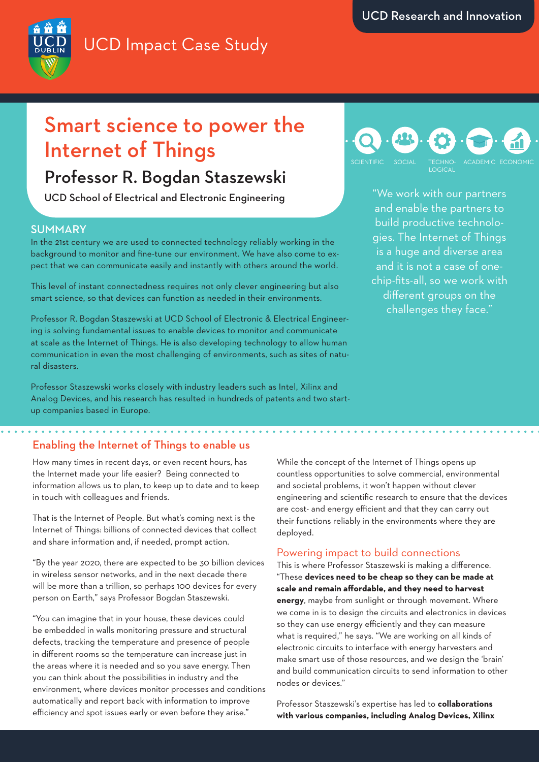UCD Research and Innovation

UCD Impact Case Study

# Smart science to power the Internet of Things

## Professor R. Bogdan Staszewski

UCD School of Electrical and Electronic Engineering

SCIENTIFIC · SOCIAL · TECHNOLOGICAL · ACADEMIC · ECONOMIC

"We work with our partners and enable the partners to build productive technologies. The Internet of Things is a huge and diverse area and it is not a case of one-chip-fits-all, so we work with different groups on the challenges they face."

### SUMMARY

In the 21st century we are used to connected technology reliably working in the background to monitor and fine-tune our environment. We have also come to expect that we can communicate easily and instantly with others around the world.

This level of instant connectedness requires not only clever engineering but also smart science, so that devices can function as needed in their environments.

Professor R. Bogdan Staszewski at UCD School of Electronic & Electrical Engineering is solving fundamental issues to enable devices to monitor and communicate at scale as the Internet of Things. He is also developing technology to allow human communication in even the most challenging of environments, such as sites of natural disasters.

Professor Staszewski works closely with industry leaders such as Intel, Xilinx and Analog Devices, and his research has resulted in hundreds of patents and two start-up companies based in Europe.

### Enabling the Internet of Things to enable us

How many times in recent days, or even recent hours, has the Internet made your life easier? Being connected to information allows us to plan, to keep up to date and to keep in touch with colleagues and friends.

That is the Internet of People. But what's coming next is the Internet of Things: billions of connected devices that collect and share information and, if needed, prompt action.

"By the year 2020, there are expected to be 30 billion devices in wireless sensor networks, and in the next decade there will be more than a trillion, so perhaps 100 devices for every person on Earth," says Professor Bogdan Staszewski.

"You can imagine that in your house, these devices could be embedded in walls monitoring pressure and structural defects, tracking the temperature and presence of people in different rooms so the temperature can increase just in the areas where it is needed and so you save energy. Then you can think about the possibilities in industry and the environment, where devices monitor processes and conditions automatically and report back with information to improve efficiency and spot issues early or even before they arise."

While the concept of the Internet of Things opens up countless opportunities to solve commercial, environmental and societal problems, it won't happen without clever engineering and scientific research to ensure that the devices are cost- and energy efficient and that they can carry out their functions reliably in the environments where they are deployed.

### Powering impact to build connections

This is where Professor Staszewski is making a difference. "These **devices need to be cheap so they can be made at scale and remain affordable, and they need to harvest energy**, maybe from sunlight or through movement. Where we come in is to design the circuits and electronics in devices so they can use energy efficiently and they can measure what is required," he says. "We are working on all kinds of electronic circuits to interface with energy harvesters and make smart use of those resources, and we design the 'brain' and build communication circuits to send information to other nodes or devices."

Professor Staszewski's expertise has led to **collaborations with various companies, including Analog Devices, Xilinx**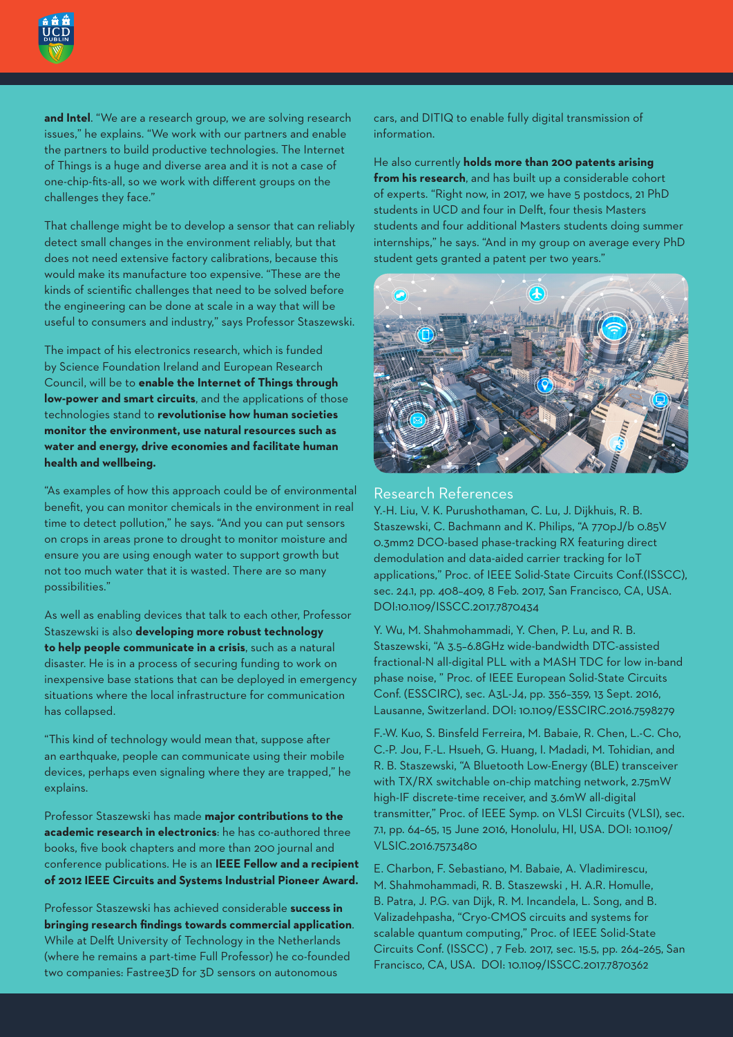**and Intel**. "We are a research group, we are solving research issues," he explains. "We work with our partners and enable the partners to build productive technologies. The Internet of Things is a huge and diverse area and it is not a case of one-chip-fits-all, so we work with different groups on the challenges they face."

That challenge might be to develop a sensor that can reliably detect small changes in the environment reliably, but that does not need extensive factory calibrations, because this would make its manufacture too expensive. "These are the kinds of scientific challenges that need to be solved before the engineering can be done at scale in a way that will be useful to consumers and industry," says Professor Staszewski.

The impact of his electronics research, which is funded by Science Foundation Ireland and European Research Council, will be to **enable the Internet of Things through low-power and smart circuits**, and the applications of those technologies stand to **revolutionise how human societies monitor the environment, use natural resources such as water and energy, drive economies and facilitate human health and wellbeing.**

"As examples of how this approach could be of environmental benefit, you can monitor chemicals in the environment in real time to detect pollution," he says. "And you can put sensors on crops in areas prone to drought to monitor moisture and ensure you are using enough water to support growth but not too much water that it is wasted. There are so many possibilities."

As well as enabling devices that talk to each other, Professor Staszewski is also **developing more robust technology to help people communicate in a crisis**, such as a natural disaster. He is in a process of securing funding to work on inexpensive base stations that can be deployed in emergency situations where the local infrastructure for communication has collapsed.

"This kind of technology would mean that, suppose after an earthquake, people can communicate using their mobile devices, perhaps even signaling where they are trapped," he explains.

Professor Staszewski has made **major contributions to the academic research in electronics**: he has co-authored three books, five book chapters and more than 200 journal and conference publications. He is an **IEEE Fellow and a recipient of 2012 IEEE Circuits and Systems Industrial Pioneer Award.**

Professor Staszewski has achieved considerable **success in bringing research findings towards commercial application**. While at Delft University of Technology in the Netherlands (where he remains a part-time Full Professor) he co-founded two companies: Fastree3D for 3D sensors on autonomous cars, and DITIQ to enable fully digital transmission of information.

He also currently **holds more than 200 patents arising from his research**, and has built up a considerable cohort of experts. "Right now, in 2017, we have 5 postdocs, 21 PhD students in UCD and four in Delft, four thesis Masters students and four additional Masters students doing summer internships," he says. "And in my group on average every PhD student gets granted a patent per two years."

## Research References

Y.-H. Liu, V. K. Purushothaman, C. Lu, J. Dijkhuis, R. B. Staszewski, C. Bachmann and K. Philips, "A 770pJ/b 0.85V 0.3mm2 DCO-based phase-tracking RX featuring direct demodulation and data-aided carrier tracking for IoT applications," Proc. of IEEE Solid-State Circuits Conf.(ISSCC), sec. 24.1, pp. 408–409, 8 Feb. 2017, San Francisco, CA, USA. DOI:10.1109/ISSCC.2017.7870434

Y. Wu, M. Shahmohammadi, Y. Chen, P. Lu, and R. B. Staszewski, "A 3.5–6.8GHz wide-bandwidth DTC-assisted fractional-N all-digital PLL with a MASH TDC for low in-band phase noise, " Proc. of IEEE European Solid-State Circuits Conf. (ESSCIRC), sec. A3L-J4, pp. 356–359, 13 Sept. 2016, Lausanne, Switzerland. DOI: 10.1109/ESSCIRC.2016.7598279

F.-W. Kuo, S. Binsfeld Ferreira, M. Babaie, R. Chen, L.-C. Cho, C.-P. Jou, F.-L. Hsueh, G. Huang, I. Madadi, M. Tohidian, and R. B. Staszewski, "A Bluetooth Low-Energy (BLE) transceiver with TX/RX switchable on-chip matching network, 2.75mW high-IF discrete-time receiver, and 3.6mW all-digital transmitter," Proc. of IEEE Symp. on VLSI Circuits (VLSI), sec. 7.1, pp. 64–65, 15 June 2016, Honolulu, HI, USA. DOI: 10.1109/VLSIC.2016.7573480

E. Charbon, F. Sebastiano, M. Babaie, A. Vladimirescu, M. Shahmohammadi, R. B. Staszewski , H. A.R. Homulle, B. Patra, J. P.G. van Dijk, R. M. Incandela, L. Song, and B. Valizadehpasha, "Cryo-CMOS circuits and systems for scalable quantum computing," Proc. of IEEE Solid-State Circuits Conf. (ISSCC) , 7 Feb. 2017, sec. 15.5, pp. 264–265, San Francisco, CA, USA. DOI: 10.1109/ISSCC.2017.7870362